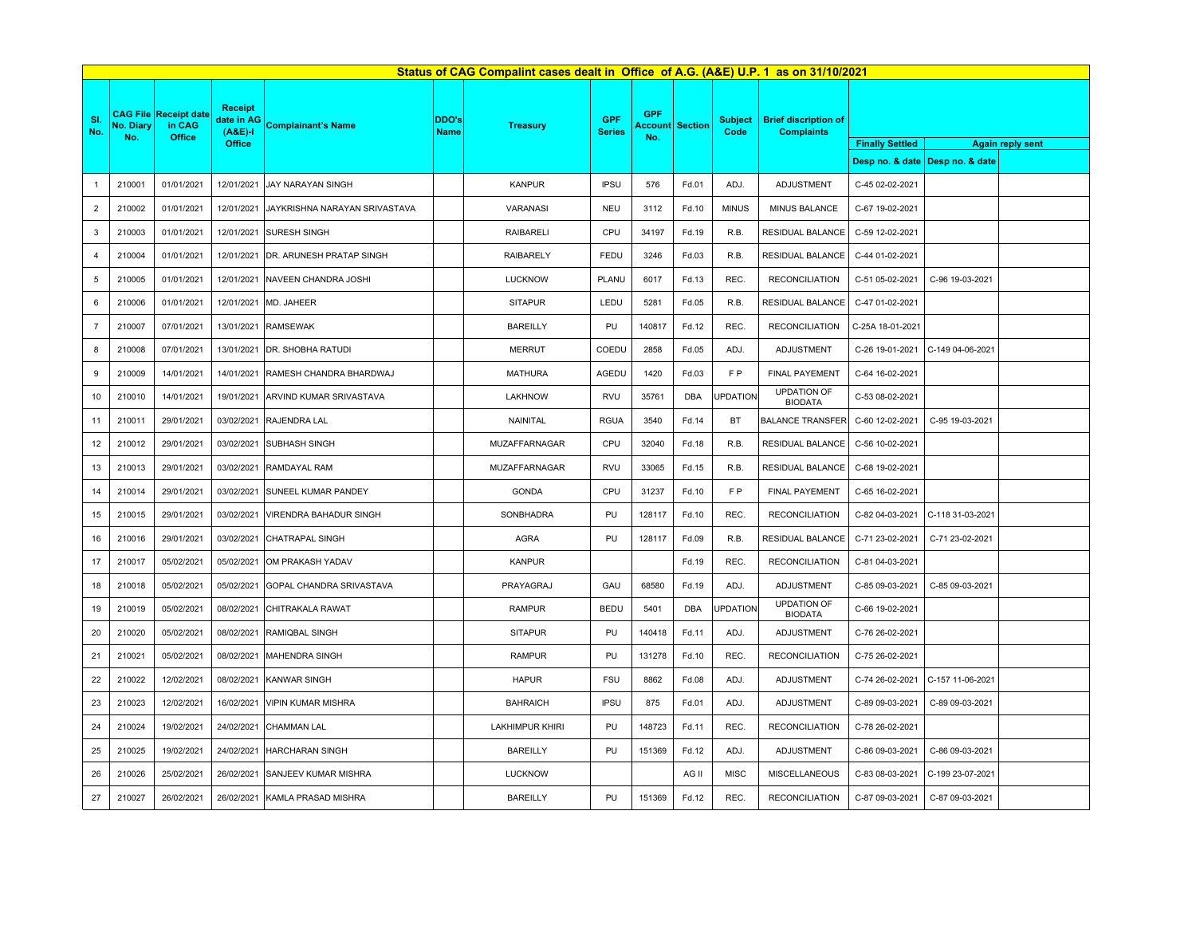# Status of CAG Compalint cases dealt in Office of A.G. (A&E) U.P. 1 as on 31/10/2021

| Sl. No. | CAG File No. Diary No. | Receipt date in CAG Office | Receipt date in AG (A&E)-I Office | Complainant's Name | DDO's Name | Treasury | GPF Series | GPF Account No. | Section | Subject Code | Brief discription of Complaints | Finally Settled | Again reply sent | |
|---|---|---|---|---|---|---|---|---|---|---|---|---|---|---|
| | | | | | | | | | | | | Desp no. & date | Desp no. & date | |
| 1 | 210001 | 01/01/2021 | 12/01/2021 | JAY NARAYAN SINGH | | KANPUR | IPSU | 576 | Fd.01 | ADJ. | ADJUSTMENT | C-45 02-02-2021 | | |
| 2 | 210002 | 01/01/2021 | 12/01/2021 | JAYKRISHNA NARAYAN SRIVASTAVA | | VARANASI | NEU | 3112 | Fd.10 | MINUS | MINUS BALANCE | C-67 19-02-2021 | | |
| 3 | 210003 | 01/01/2021 | 12/01/2021 | SURESH SINGH | | RAIBARELI | CPU | 34197 | Fd.19 | R.B. | RESIDUAL BALANCE | C-59 12-02-2021 | | |
| 4 | 210004 | 01/01/2021 | 12/01/2021 | DR. ARUNESH PRATAP SINGH | | RAIBARELY | FEDU | 3246 | Fd.03 | R.B. | RESIDUAL BALANCE | C-44 01-02-2021 | | |
| 5 | 210005 | 01/01/2021 | 12/01/2021 | NAVEEN CHANDRA JOSHI | | LUCKNOW | PLANU | 6017 | Fd.13 | REC. | RECONCILIATION | C-51 05-02-2021 | C-96 19-03-2021 | |
| 6 | 210006 | 01/01/2021 | 12/01/2021 | MD. JAHEER | | SITAPUR | LEDU | 5281 | Fd.05 | R.B. | RESIDUAL BALANCE | C-47 01-02-2021 | | |
| 7 | 210007 | 07/01/2021 | 13/01/2021 | RAMSEWAK | | BAREILLY | PU | 140817 | Fd.12 | REC. | RECONCILIATION | C-25A 18-01-2021 | | |
| 8 | 210008 | 07/01/2021 | 13/01/2021 | DR. SHOBHA RATUDI | | MERRUT | COEDU | 2858 | Fd.05 | ADJ. | ADJUSTMENT | C-26 19-01-2021 | C-149 04-06-2021 | |
| 9 | 210009 | 14/01/2021 | 14/01/2021 | RAMESH CHANDRA BHARDWAJ | | MATHURA | AGEDU | 1420 | Fd.03 | F P | FINAL PAYEMENT | C-64 16-02-2021 | | |
| 10 | 210010 | 14/01/2021 | 19/01/2021 | ARVIND KUMAR SRIVASTAVA | | LAKHNOW | RVU | 35761 | DBA | UPDATION | UPDATION OF BIODATA | C-53 08-02-2021 | | |
| 11 | 210011 | 29/01/2021 | 03/02/2021 | RAJENDRA LAL | | NAINITAL | RGUA | 3540 | Fd.14 | BT | BALANCE TRANSFER | C-60 12-02-2021 | C-95 19-03-2021 | |
| 12 | 210012 | 29/01/2021 | 03/02/2021 | SUBHASH SINGH | | MUZAFFARNAGAR | CPU | 32040 | Fd.18 | R.B. | RESIDUAL BALANCE | C-56 10-02-2021 | | |
| 13 | 210013 | 29/01/2021 | 03/02/2021 | RAMDAYAL RAM | | MUZAFFARNAGAR | RVU | 33065 | Fd.15 | R.B. | RESIDUAL BALANCE | C-68 19-02-2021 | | |
| 14 | 210014 | 29/01/2021 | 03/02/2021 | SUNEEL KUMAR PANDEY | | GONDA | CPU | 31237 | Fd.10 | F P | FINAL PAYEMENT | C-65 16-02-2021 | | |
| 15 | 210015 | 29/01/2021 | 03/02/2021 | VIRENDRA BAHADUR SINGH | | SONBHADRA | PU | 128117 | Fd.10 | REC. | RECONCILIATION | C-82 04-03-2021 | C-118 31-03-2021 | |
| 16 | 210016 | 29/01/2021 | 03/02/2021 | CHATRAPAL SINGH | | AGRA | PU | 128117 | Fd.09 | R.B. | RESIDUAL BALANCE | C-71 23-02-2021 | C-71 23-02-2021 | |
| 17 | 210017 | 05/02/2021 | 05/02/2021 | OM PRAKASH YADAV | | KANPUR | | | Fd.19 | REC. | RECONCILIATION | C-81 04-03-2021 | | |
| 18 | 210018 | 05/02/2021 | 05/02/2021 | GOPAL CHANDRA SRIVASTAVA | | PRAYAGRAJ | GAU | 68580 | Fd.19 | ADJ. | ADJUSTMENT | C-85 09-03-2021 | C-85 09-03-2021 | |
| 19 | 210019 | 05/02/2021 | 08/02/2021 | CHITRAKALA RAWAT | | RAMPUR | BEDU | 5401 | DBA | UPDATION | UPDATION OF BIODATA | C-66 19-02-2021 | | |
| 20 | 210020 | 05/02/2021 | 08/02/2021 | RAMIQBAL SINGH | | SITAPUR | PU | 140418 | Fd.11 | ADJ. | ADJUSTMENT | C-76 26-02-2021 | | |
| 21 | 210021 | 05/02/2021 | 08/02/2021 | MAHENDRA SINGH | | RAMPUR | PU | 131278 | Fd.10 | REC. | RECONCILIATION | C-75 26-02-2021 | | |
| 22 | 210022 | 12/02/2021 | 08/02/2021 | KANWAR SINGH | | HAPUR | FSU | 8862 | Fd.08 | ADJ. | ADJUSTMENT | C-74 26-02-2021 | C-157 11-06-2021 | |
| 23 | 210023 | 12/02/2021 | 16/02/2021 | VIPIN KUMAR MISHRA | | BAHRAICH | IPSU | 875 | Fd.01 | ADJ. | ADJUSTMENT | C-89 09-03-2021 | C-89 09-03-2021 | |
| 24 | 210024 | 19/02/2021 | 24/02/2021 | CHAMMAN LAL | | LAKHIMPUR KHIRI | PU | 148723 | Fd.11 | REC. | RECONCILIATION | C-78 26-02-2021 | | |
| 25 | 210025 | 19/02/2021 | 24/02/2021 | HARCHARAN SINGH | | BAREILLY | PU | 151369 | Fd.12 | ADJ. | ADJUSTMENT | C-86 09-03-2021 | C-86 09-03-2021 | |
| 26 | 210026 | 25/02/2021 | 26/02/2021 | SANJEEV KUMAR MISHRA | | LUCKNOW | | | AG II | MISC | MISCELLANEOUS | C-83 08-03-2021 | C-199 23-07-2021 | |
| 27 | 210027 | 26/02/2021 | 26/02/2021 | KAMLA PRASAD MISHRA | | BAREILLY | PU | 151369 | Fd.12 | REC. | RECONCILIATION | C-87 09-03-2021 | C-87 09-03-2021 | |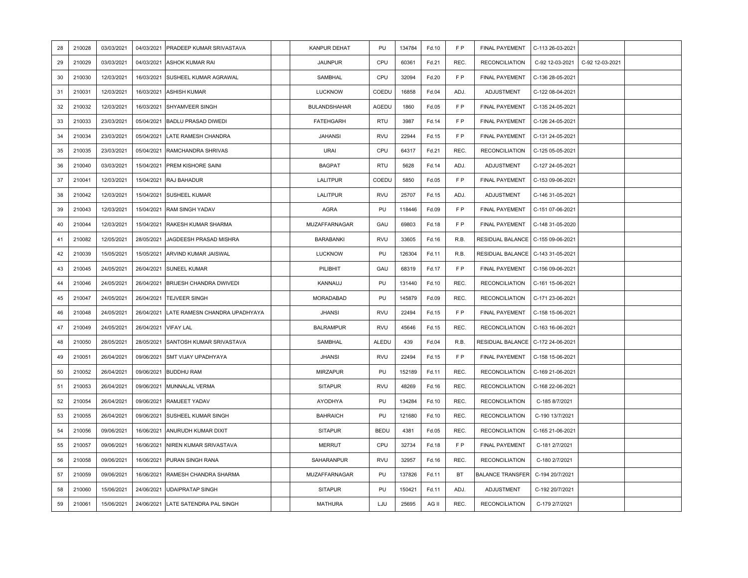| | | | | | | | | | | | | | | |
|---|---|---|---|---|---|---|---|---|---|---|---|---|---|---|
| 28 | 210028 | 03/03/2021 | 04/03/2021 | PRADEEP KUMAR SRIVASTAVA | | KANPUR DEHAT | PU | 134784 | Fd.10 | F P | FINAL PAYEMENT | C-113 26-03-2021 | | |
| 29 | 210029 | 03/03/2021 | 04/03/2021 | ASHOK KUMAR RAI | | JAUNPUR | CPU | 60361 | Fd.21 | REC. | RECONCILIATION | C-92 12-03-2021 | C-92 12-03-2021 | |
| 30 | 210030 | 12/03/2021 | 16/03/2021 | SUSHEEL KUMAR AGRAWAL | | SAMBHAL | CPU | 32094 | Fd.20 | F P | FINAL PAYEMENT | C-136 28-05-2021 | | |
| 31 | 210031 | 12/03/2021 | 16/03/2021 | ASHISH KUMAR | | LUCKNOW | COEDU | 16858 | Fd.04 | ADJ. | ADJUSTMENT | C-122 08-04-2021 | | |
| 32 | 210032 | 12/03/2021 | 16/03/2021 | SHYAMVEER SINGH | | BULANDSHAHAR | AGEDU | 1860 | Fd.05 | F P | FINAL PAYEMENT | C-135 24-05-2021 | | |
| 33 | 210033 | 23/03/2021 | 05/04/2021 | BADLU PRASAD DIWEDI | | FATEHGARH | RTU | 3987 | Fd.14 | F P | FINAL PAYEMENT | C-126 24-05-2021 | | |
| 34 | 210034 | 23/03/2021 | 05/04/2021 | LATE RAMESH CHANDRA | | JAHANSI | RVU | 22944 | Fd.15 | F P | FINAL PAYEMENT | C-131 24-05-2021 | | |
| 35 | 210035 | 23/03/2021 | 05/04/2021 | RAMCHANDRA SHRIVAS | | URAI | CPU | 64317 | Fd.21 | REC. | RECONCILIATION | C-125 05-05-2021 | | |
| 36 | 210040 | 03/03/2021 | 15/04/2021 | PREM KISHORE SAINI | | BAGPAT | RTU | 5628 | Fd.14 | ADJ. | ADJUSTMENT | C-127 24-05-2021 | | |
| 37 | 210041 | 12/03/2021 | 15/04/2021 | RAJ BAHADUR | | LALITPUR | COEDU | 5850 | Fd.05 | F P | FINAL PAYEMENT | C-153 09-06-2021 | | |
| 38 | 210042 | 12/03/2021 | 15/04/2021 | SUSHEEL KUMAR | | LALITPUR | RVU | 25707 | Fd.15 | ADJ. | ADJUSTMENT | C-146 31-05-2021 | | |
| 39 | 210043 | 12/03/2021 | 15/04/2021 | RAM SINGH YADAV | | AGRA | PU | 118446 | Fd.09 | F P | FINAL PAYEMENT | C-151 07-06-2021 | | |
| 40 | 210044 | 12/03/2021 | 15/04/2021 | RAKESH KUMAR SHARMA | | MUZAFFARNAGAR | GAU | 69803 | Fd.18 | F P | FINAL PAYEMENT | C-148 31-05-2020 | | |
| 41 | 210082 | 12/05/2021 | 28/05/2021 | JAGDEESH PRASAD MISHRA | | BARABANKI | RVU | 33605 | Fd.16 | R.B. | RESIDUAL BALANCE | C-155 09-06-2021 | | |
| 42 | 210039 | 15/05/2021 | 15/05/2021 | ARVIND KUMAR JAISWAL | | LUCKNOW | PU | 126304 | Fd.11 | R.B. | RESIDUAL BALANCE | C-143 31-05-2021 | | |
| 43 | 210045 | 24/05/2021 | 26/04/2021 | SUNEEL KUMAR | | PILIBHIT | GAU | 68319 | Fd.17 | F P | FINAL PAYEMENT | C-156 09-06-2021 | | |
| 44 | 210046 | 24/05/2021 | 26/04/2021 | BRIJESH CHANDRA DWIVEDI | | KANNAUJ | PU | 131440 | Fd.10 | REC. | RECONCILIATION | C-161 15-06-2021 | | |
| 45 | 210047 | 24/05/2021 | 26/04/2021 | TEJVEER SINGH | | MORADABAD | PU | 145879 | Fd.09 | REC. | RECONCILIATION | C-171 23-06-2021 | | |
| 46 | 210048 | 24/05/2021 | 26/04/2021 | LATE RAMESN CHANDRA UPADHYAYA | | JHANSI | RVU | 22494 | Fd.15 | F P | FINAL PAYEMENT | C-158 15-06-2021 | | |
| 47 | 210049 | 24/05/2021 | 26/04/2021 | VIFAY LAL | | BALRAMPUR | RVU | 45646 | Fd.15 | REC. | RECONCILIATION | C-163 16-06-2021 | | |
| 48 | 210050 | 28/05/2021 | 28/05/2021 | SANTOSH KUMAR SRIVASTAVA | | SAMBHAL | ALEDU | 439 | Fd.04 | R.B. | RESIDUAL BALANCE | C-172 24-06-2021 | | |
| 49 | 210051 | 26/04/2021 | 09/06/2021 | SMT VIJAY UPADHYAYA | | JHANSI | RVU | 22494 | Fd.15 | F P | FINAL PAYEMENT | C-158 15-06-2021 | | |
| 50 | 210052 | 26/04/2021 | 09/06/2021 | BUDDHU RAM | | MIRZAPUR | PU | 152189 | Fd.11 | REC. | RECONCILIATION | C-169 21-06-2021 | | |
| 51 | 210053 | 26/04/2021 | 09/06/2021 | MUNNALAL VERMA | | SITAPUR | RVU | 48269 | Fd.16 | REC. | RECONCILIATION | C-168 22-06-2021 | | |
| 52 | 210054 | 26/04/2021 | 09/06/2021 | RAMJEET YADAV | | AYODHYA | PU | 134284 | Fd.10 | REC. | RECONCILIATION | C-185 8/7/2021 | | |
| 53 | 210055 | 26/04/2021 | 09/06/2021 | SUSHEEL KUMAR SINGH | | BAHRAICH | PU | 121680 | Fd.10 | REC. | RECONCILIATION | C-190 13/7/2021 | | |
| 54 | 210056 | 09/06/2021 | 16/06/2021 | ANURUDH KUMAR DIXIT | | SITAPUR | BEDU | 4381 | Fd.05 | REC. | RECONCILIATION | C-165 21-06-2021 | | |
| 55 | 210057 | 09/06/2021 | 16/06/2021 | NIREN KUMAR SRIVASTAVA | | MERRUT | CPU | 32734 | Fd.18 | F P | FINAL PAYEMENT | C-181 2/7/2021 | | |
| 56 | 210058 | 09/06/2021 | 16/06/2021 | PURAN SINGH RANA | | SAHARANPUR | RVU | 32957 | Fd.16 | REC. | RECONCILIATION | C-180 2/7/2021 | | |
| 57 | 210059 | 09/06/2021 | 16/06/2021 | RAMESH CHANDRA SHARMA | | MUZAFFARNAGAR | PU | 137826 | Fd.11 | BT | BALANCE TRANSFER | C-194 20/7/2021 | | |
| 58 | 210060 | 15/06/2021 | 24/06/2021 | UDAIPRATAP SINGH | | SITAPUR | PU | 150421 | Fd.11 | ADJ. | ADJUSTMENT | C-192 20/7/2021 | | |
| 59 | 210061 | 15/06/2021 | 24/06/2021 | LATE SATENDRA PAL SINGH | | MATHURA | LJU | 25695 | AG II | REC. | RECONCILIATION | C-179 2/7/2021 | | |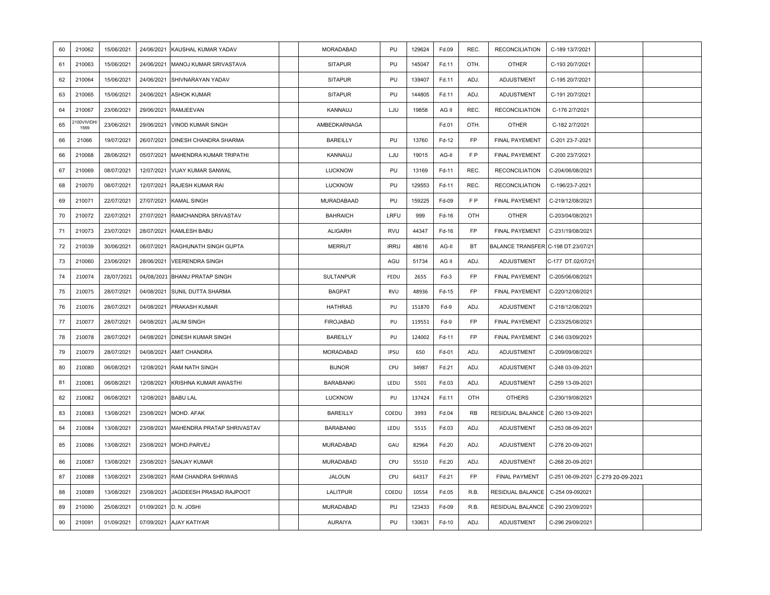| | | | | | | | | | | | | | | |
|---|---|---|---|---|---|---|---|---|---|---|---|---|---|---|
| 60 | 210062 | 15/06/2021 | 24/06/2021 | KAUSHAL KUMAR YADAV | | MORADABAD | PU | 129624 | Fd.09 | REC. | RECONCILIATION | C-189 13/7/2021 | | |
| 61 | 210063 | 15/06/2021 | 24/06/2021 | MANOJ KUMAR SRIVASTAVA | | SITAPUR | PU | 145047 | Fd.11 | OTH. | OTHER | C-193 20/7/2021 | | |
| 62 | 210064 | 15/06/2021 | 24/06/2021 | SHIVNARAYAN YADAV | | SITAPUR | PU | 139407 | Fd.11 | ADJ. | ADJUSTMENT | C-195 20/7/2021 | | |
| 63 | 210065 | 15/06/2021 | 24/06/2021 | ASHOK KUMAR | | SITAPUR | PU | 144805 | Fd.11 | ADJ. | ADJUSTMENT | C-191 20/7/2021 | | |
| 64 | 210067 | 23/06/2021 | 29/06/2021 | RAMJEEVAN | | KANNAUJ | LJU | 19858 | AG II | REC. | RECONCILIATION | C-176 2/7/2021 | | |
| 65 | 2100VIVIDH/ 1569 | 23/06/2021 | 29/06/2021 | VINOD KUMAR SINGH | | AMBEDKARNAGA | | | Fd.01 | OTH. | OTHER | C-182 2/7/2021 | | |
| 66 | 21066 | 19/07/2021 | 26/07/2021 | DINESH CHANDRA SHARMA | | BAREILLY | PU | 13760 | Fd-12 | FP | FINAL PAYEMENT | C-201 23-7-2021 | | |
| 66 | 210068 | 28/06/2021 | 05/07/2021 | MAHENDRA KUMAR TRIPATHI | | KANNAUJ | LJU | 19015 | AG-II | F P | FINAL PAYEMENT | C-200 23/7/2021 | | |
| 67 | 210069 | 08/07/2021 | 12/07/2021 | VIJAY KUMAR SANWAL | | LUCKNOW | PU | 13169 | Fd-11 | REC. | RECONCILIATION | C-204/06/08/2021 | | |
| 68 | 210070 | 08/07/2021 | 12/07/2021 | RAJESH KUMAR RAI | | LUCKNOW | PU | 129553 | Fd-11 | REC. | RECONCILIATION | C-196/23-7-2021 | | |
| 69 | 210071 | 22/07/2021 | 27/07/2021 | KAMAL SINGH | | MURADABAAD | PU | 159225 | Fd-09 | F P | FINAL PAYEMENT | C-219/12/08/2021 | | |
| 70 | 210072 | 22/07/2021 | 27/07/2021 | RAMCHANDRA SRIVASTAV | | BAHRAICH | LRFU | 999 | Fd-16 | OTH | OTHER | C-203/04/08/2021 | | |
| 71 | 210073 | 23/07/2021 | 28/07/2021 | KAMLESH BABU | | ALIGARH | RVU | 44347 | Fd-16 | FP | FINAL PAYEMENT | C-231/19/08/2021 | | |
| 72 | 210039 | 30/06/2021 | 06/07/2021 | RAGHUNATH SINGH GUPTA | | MERRUT | IRRU | 48616 | AG-II | BT | BALANCE TRANSFER | C-198 DT.23/07/21 | | |
| 73 | 210060 | 23/06/2021 | 28/06/2021 | VEERENDRA SINGH | | | AGU | 51734 | AG II | ADJ. | ADJUSTMENT | C-177 DT.02/07/21 | | |
| 74 | 210074 | 28/07/2021 | 04/08/2021 | BHANU PRATAP SINGH | | SULTANPUR | FEDU | 2655 | Fd-3 | FP | FINAL PAYEMENT | C-205/06/08/2021 | | |
| 75 | 210075 | 28/07/2021 | 04/08/2021 | SUNIL DUTTA SHARMA | | BAGPAT | RVU | 48936 | Fd-15 | FP | FINAL PAYEMENT | C-220/12/08/2021 | | |
| 76 | 210076 | 28/07/2021 | 04/08/2021 | PRAKASH KUMAR | | HATHRAS | PU | 151870 | Fd-9 | ADJ. | ADJUSTMENT | C-218/12/08/2021 | | |
| 77 | 210077 | 28/07/2021 | 04/08/2021 | JALIM SINGH | | FIROJABAD | PU | 119551 | Fd-9 | FP | FINAL PAYEMENT | C-233/25/08/2021 | | |
| 78 | 210078 | 28/07/2021 | 04/08/2021 | DINESH KUMAR SINGH | | BAREILLY | PU | 124002 | Fd-11 | FP | FINAL PAYEMENT | C 246 03/09/2021 | | |
| 79 | 210079 | 28/07/2021 | 04/08/2021 | AMIT CHANDRA | | MORADABAD | IPSU | 650 | Fd-01 | ADJ. | ADJUSTMENT | C-209/09/08/2021 | | |
| 80 | 210080 | 06/08/2021 | 12/08/2021 | RAM NATH SINGH | | BIJNOR | CPU | 34987 | Fd.21 | ADJ. | ADJUSTMENT | C-248 03-09-2021 | | |
| 81 | 210081 | 06/08/2021 | 12/08/2021 | KRISHNA KUMAR AWASTHI | | BARABANKI | LEDU | 5501 | Fd.03 | ADJ. | ADJUSTMENT | C-259 13-09-2021 | | |
| 82 | 210082 | 06/08/2021 | 12/08/2021 | BABU LAL | | LUCKNOW | PU | 137424 | Fd.11 | OTH | OTHERS | C-230/19/08/2021 | | |
| 83 | 210083 | 13/08/2021 | 23/08/2021 | MOHD. AFAK | | BAREILLY | COEDU | 3993 | Fd.04 | RB | RESIDUAL BALANCE | C-260 13-09-2021 | | |
| 84 | 210084 | 13/08/2021 | 23/08/2021 | MAHENDRA PRATAP SHRIVASTAV | | BARABANKI | LEDU | 5515 | Fd.03 | ADJ. | ADJUSTMENT | C-253 08-09-2021 | | |
| 85 | 210086 | 13/08/2021 | 23/08/2021 | MOHD.PARVEJ | | MURADABAD | GAU | 82964 | Fd.20 | ADJ. | ADJUSTMENT | C-278 20-09-2021 | | |
| 86 | 210087 | 13/08/2021 | 23/08/2021 | SANJAY KUMAR | | MURADABAD | CPU | 55510 | Fd.20 | ADJ. | ADJUSTMENT | C-268 20-09-2021 | | |
| 87 | 210088 | 13/08/2021 | 23/08/2021 | RAM CHANDRA SHRIWAS | | JALOUN | CPU | 64317 | Fd.21 | FP | FINAL PAYMENT | C-251 06-09-2021 | C-279 20-09-2021 | |
| 88 | 210089 | 13/08/2021 | 23/08/2021 | JAGDEESH PRASAD RAJPOOT | | LALITPUR | COEDU | 10554 | Fd.05 | R.B. | RESIDUAL BALANCE | C-254 09-092021 | | |
| 89 | 210090 | 25/08/2021 | 01/09/2021 | D. N. JOSHI | | MURADABAD | PU | 123433 | Fd-09 | R.B. | RESIDUAL BALANCE | C-290 23/09/2021 | | |
| 90 | 210091 | 01/09/2021 | 07/09/2021 | AJAY KATIYAR | | AURAIYA | PU | 130631 | Fd-10 | ADJ. | ADJUSTMENT | C-296 29/09/2021 | | |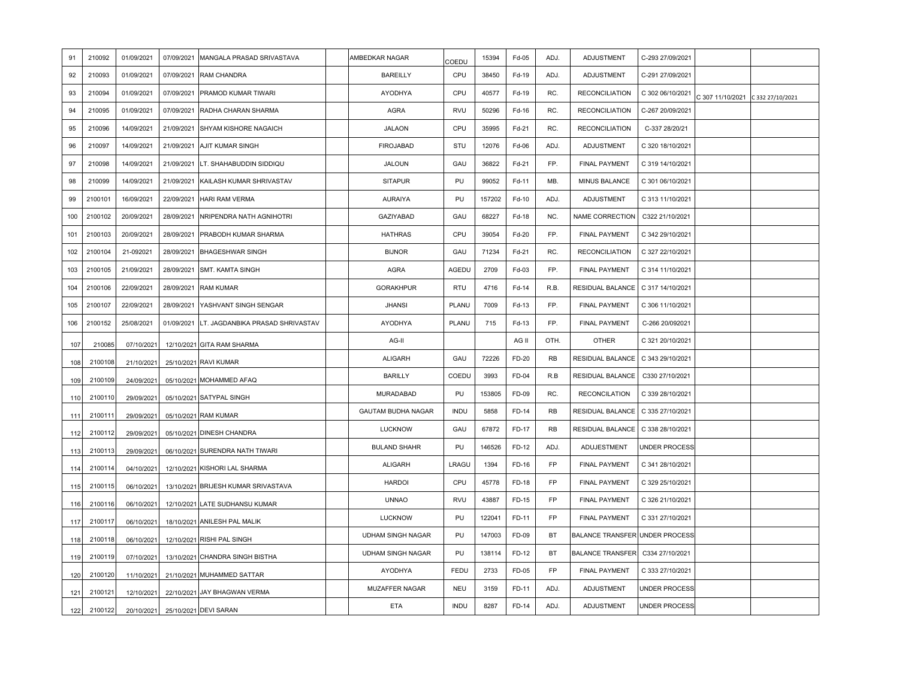| 91 | 210092 | 01/09/2021 | 07/09/2021 | MANGALA PRASAD SRIVASTAVA | | AMBEDKAR NAGAR | COEDU | 15394 | Fd-05 | ADJ. | ADJUSTMENT | C-293 27/09/2021 | | |
|---|---|---|---|---|---|---|---|---|---|---|---|---|---|---|
| 92 | 210093 | 01/09/2021 | 07/09/2021 | RAM CHANDRA | | BAREILLY | CPU | 38450 | Fd-19 | ADJ. | ADJUSTMENT | C-291 27/09/2021 | | |
| 93 | 210094 | 01/09/2021 | 07/09/2021 | PRAMOD KUMAR TIWARI | | AYODHYA | CPU | 40577 | Fd-19 | RC. | RECONCILIATION | C 302 06/10/2021 | C 307 11/10/2021 | C 332 27/10/2021 |
| 94 | 210095 | 01/09/2021 | 07/09/2021 | RADHA CHARAN SHARMA | | AGRA | RVU | 50296 | Fd-16 | RC. | RECONCILIATION | C-267 20/09/2021 | | |
| 95 | 210096 | 14/09/2021 | 21/09/2021 | SHYAM KISHORE NAGAICH | | JALAON | CPU | 35995 | Fd-21 | RC. | RECONCILIATION | C-337 28/20/21 | | |
| 96 | 210097 | 14/09/2021 | 21/09/2021 | AJIT KUMAR SINGH | | FIROJABAD | STU | 12076 | Fd-06 | ADJ. | ADJUSTMENT | C 320 18/10/2021 | | |
| 97 | 210098 | 14/09/2021 | 21/09/2021 | LT. SHAHABUDDIN SIDDIQU | | JALOUN | GAU | 36822 | Fd-21 | FP. | FINAL PAYMENT | C 319 14/10/2021 | | |
| 98 | 210099 | 14/09/2021 | 21/09/2021 | KAILASH KUMAR SHRIVASTAV | | SITAPUR | PU | 99052 | Fd-11 | MB. | MINUS BALANCE | C 301 06/10/2021 | | |
| 99 | 2100101 | 16/09/2021 | 22/09/2021 | HARI RAM VERMA | | AURAIYA | PU | 157202 | Fd-10 | ADJ. | ADJUSTMENT | C 313 11/10/2021 | | |
| 100 | 2100102 | 20/09/2021 | 28/09/2021 | NRIPENDRA NATH AGNIHOTRI | | GAZIYABAD | GAU | 68227 | Fd-18 | NC. | NAME CORRECTION | C322 21/10/2021 | | |
| 101 | 2100103 | 20/09/2021 | 28/09/2021 | PRABODH KUMAR SHARMA | | HATHRAS | CPU | 39054 | Fd-20 | FP. | FINAL PAYMENT | C 342 29/10/2021 | | |
| 102 | 2100104 | 21-092021 | 28/09/2021 | BHAGESHWAR SINGH | | BIJNOR | GAU | 71234 | Fd-21 | RC. | RECONCILIATION | C 327 22/10/2021 | | |
| 103 | 2100105 | 21/09/2021 | 28/09/2021 | SMT. KAMTA SINGH | | AGRA | AGEDU | 2709 | Fd-03 | FP. | FINAL PAYMENT | C 314 11/10/2021 | | |
| 104 | 2100106 | 22/09/2021 | 28/09/2021 | RAM KUMAR | | GORAKHPUR | RTU | 4716 | Fd-14 | R.B. | RESIDUAL BALANCE | C 317 14/10/2021 | | |
| 105 | 2100107 | 22/09/2021 | 28/09/2021 | YASHVANT SINGH SENGAR | | JHANSI | PLANU | 7009 | Fd-13 | FP. | FINAL PAYMENT | C 306 11/10/2021 | | |
| 106 | 2100152 | 25/08/2021 | 01/09/2021 | LT. JAGDANBIKA PRASAD SHRIVASTAV | | AYODHYA | PLANU | 715 | Fd-13 | FP. | FINAL PAYMENT | C-266 20/092021 | | |
| 107 | 210085 | 07/10/2021 | 12/10/2021 | GITA RAM SHARMA | | AG-II | | | AG II | OTH. | OTHER | C 321 20/10/2021 | | |
| 108 | 2100108 | 21/10/2021 | 25/10/2021 | RAVI KUMAR | | ALIGARH | GAU | 72226 | FD-20 | RB | RESIDUAL BALANCE | C 343 29/10/2021 | | |
| 109 | 2100109 | 24/09/2021 | 05/10/2021 | MOHAMMED AFAQ | | BARILLY | COEDU | 3993 | FD-04 | R.B | RESIDUAL BALANCE | C330 27/10/2021 | | |
| 110 | 2100110 | 29/09/2021 | 05/10/2021 | SATYPAL SINGH | | MURADABAD | PU | 153805 | FD-09 | RC. | RECONCILATION | C 339 28/10/2021 | | |
| 111 | 2100111 | 29/09/2021 | 05/10/2021 | RAM KUMAR | | GAUTAM BUDHA NAGAR | INDU | 5858 | FD-14 | RB | RESIDUAL BALANCE | C 335 27/10/2021 | | |
| 112 | 2100112 | 29/09/2021 | 05/10/2021 | DINESH CHANDRA | | LUCKNOW | GAU | 67872 | FD-17 | RB | RESIDUAL BALANCE | C 338 28/10/2021 | | |
| 113 | 2100113 | 29/09/2021 | 06/10/2021 | SURENDRA NATH TIWARI | | BULAND SHAHR | PU | 146526 | FD-12 | ADJ. | ADUJESTMENT | UNDER PROCESS | | |
| 114 | 2100114 | 04/10/2021 | 12/10/2021 | KISHORI LAL SHARMA | | ALIGARH | LRAGU | 1394 | FD-16 | FP | FINAL PAYMENT | C 341 28/10/2021 | | |
| 115 | 2100115 | 06/10/2021 | 13/10/2021 | BRIJESH KUMAR SRIVASTAVA | | HARDOI | CPU | 45778 | FD-18 | FP | FINAL PAYMENT | C 329 25/10/2021 | | |
| 116 | 2100116 | 06/10/2021 | 12/10/2021 | LATE SUDHANSU KUMAR | | UNNAO | RVU | 43887 | FD-15 | FP | FINAL PAYMENT | C 326 21/10/2021 | | |
| 117 | 2100117 | 06/10/2021 | 18/10/2021 | ANILESH PAL MALIK | | LUCKNOW | PU | 122041 | FD-11 | FP | FINAL PAYMENT | C 331 27/10/2021 | | |
| 118 | 2100118 | 06/10/2021 | 12/10/2021 | RISHI PAL SINGH | | UDHAM SINGH NAGAR | PU | 147003 | FD-09 | BT | BALANCE TRANSFER | UNDER PROCESS | | |
| 119 | 2100119 | 07/10/2021 | 13/10/2021 | CHANDRA SINGH BISTHA | | UDHAM SINGH NAGAR | PU | 138114 | FD-12 | BT | BALANCE TRANSFER | C334 27/10/2021 | | |
| 120 | 2100120 | 11/10/2021 | 21/10/2021 | MUHAMMED SATTAR | | AYODHYA | FEDU | 2733 | FD-05 | FP | FINAL PAYMENT | C 333 27/10/2021 | | |
| 121 | 2100121 | 12/10/2021 | 22/10/2021 | JAY BHAGWAN VERMA | | MUZAFFER NAGAR | NEU | 3159 | FD-11 | ADJ. | ADJUSTMENT | UNDER PROCESS | | |
| 122 | 2100122 | 20/10/2021 | 25/10/2021 | DEVI SARAN | | ETA | INDU | 8287 | FD-14 | ADJ. | ADJUSTMENT | UNDER PROCESS | | |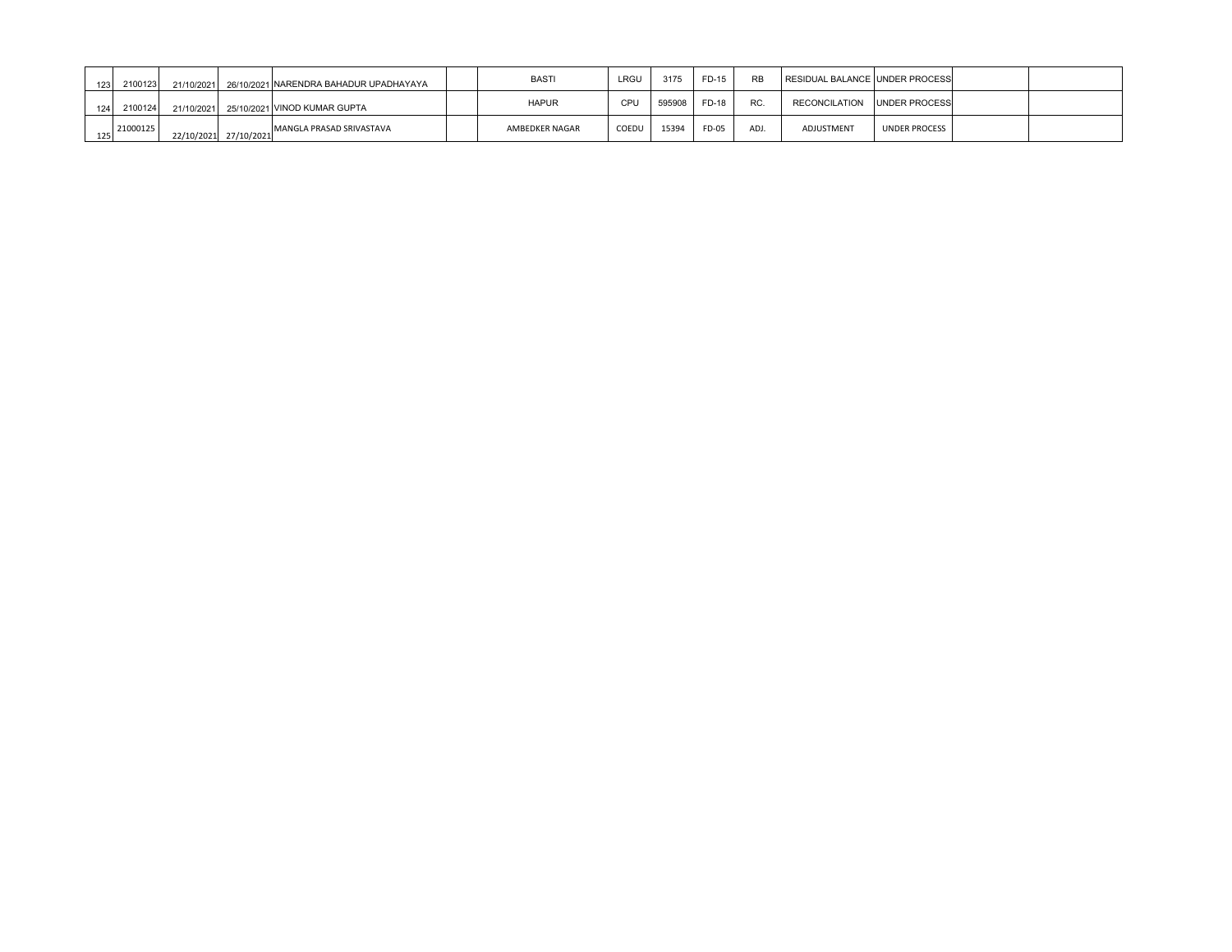| | | | | | | | | | | | | | | |
|---|---|---|---|---|---|---|---|---|---|---|---|---|---|---|
| 123 | 2100123 | 21/10/2021 | 26/10/2021 | NARENDRA BAHADUR UPADHAYAYA | | BASTI | LRGU | 3175 | FD-15 | RB | RESIDUAL BALANCE | UNDER PROCESS | | |
| 124 | 2100124 | 21/10/2021 | 25/10/2021 | VINOD KUMAR GUPTA | | HAPUR | CPU | 595908 | FD-18 | RC. | RECONCILATION | UNDER PROCESS | | |
| 125 | 21000125 | 22/10/2021 | 27/10/2021 | MANGLA PRASAD SRIVASTAVA | | AMBEDKER NAGAR | COEDU | 15394 | FD-05 | ADJ. | ADJUSTMENT | UNDER PROCESS | | |